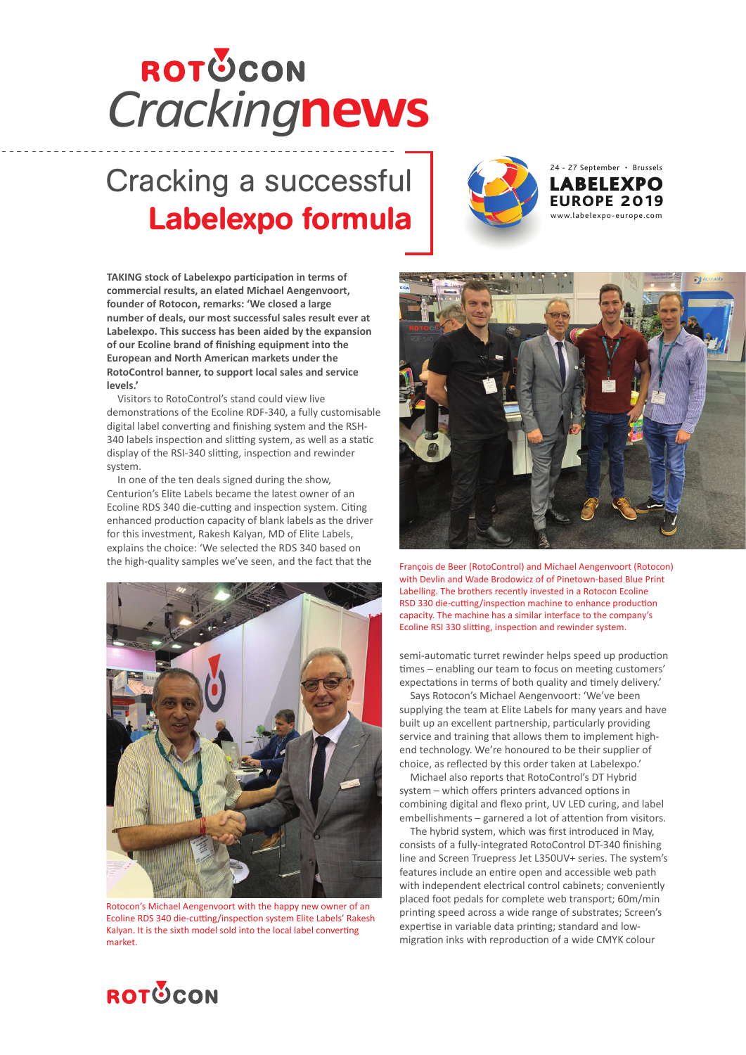# ROTOCON Crackingnews

## Cracking a successful Labelexpo formula

24 - 27 September • Brussels
LABELEXPO EUROPE 2019
www.labelexpo-europe.com

**TAKING stock of Labelexpo participation in terms of commercial results, an elated Michael Aengenvoort, founder of Rotocon, remarks: 'We closed a large number of deals, our most successful sales result ever at Labelexpo. This success has been aided by the expansion of our Ecoline brand of finishing equipment into the European and North American markets under the RotoControl banner, to support local sales and service levels.'**

Visitors to RotoControl's stand could view live demonstrations of the Ecoline RDF-340, a fully customisable digital label converting and finishing system and the RSH-340 labels inspection and slitting system, as well as a static display of the RSI-340 slitting, inspection and rewinder system.

In one of the ten deals signed during the show, Centurion's Elite Labels became the latest owner of an Ecoline RDS 340 die-cutting and inspection system. Citing enhanced production capacity of blank labels as the driver for this investment, Rakesh Kalyan, MD of Elite Labels, explains the choice: 'We selected the RDS 340 based on the high-quality samples we've seen, and the fact that the semi-automatic turret rewinder helps speed up production times – enabling our team to focus on meeting customers' expectations in terms of both quality and timely delivery.'

Rotocon's Michael Aengenvoort with the happy new owner of an Ecoline RDS 340 die-cutting/inspection system Elite Labels' Rakesh Kalyan. It is the sixth model sold into the local label converting market.

François de Beer (RotoControl) and Michael Aengenvoort (Rotocon) with Devlin and Wade Brodowicz of of Pinetown-based Blue Print Labelling. The brothers recently invested in a Rotocon Ecoline RSD 330 die-cutting/inspection machine to enhance production capacity. The machine has a similar interface to the company's Ecoline RSI 330 slitting, inspection and rewinder system.

Says Rotocon's Michael Aengenvoort: 'We've been supplying the team at Elite Labels for many years and have built up an excellent partnership, particularly providing service and training that allows them to implement high-end technology. We're honoured to be their supplier of choice, as reflected by this order taken at Labelexpo.'

Michael also reports that RotoControl's DT Hybrid system – which offers printers advanced options in combining digital and flexo print, UV LED curing, and label embellishments – garnered a lot of attention from visitors.

The hybrid system, which was first introduced in May, consists of a fully-integrated RotoControl DT-340 finishing line and Screen Truepress Jet L350UV+ series. The system's features include an entire open and accessible web path with independent electrical control cabinets; conveniently placed foot pedals for complete web transport; 60m/min printing speed across a wide range of substrates; Screen's expertise in variable data printing; standard and low-migration inks with reproduction of a wide CMYK colour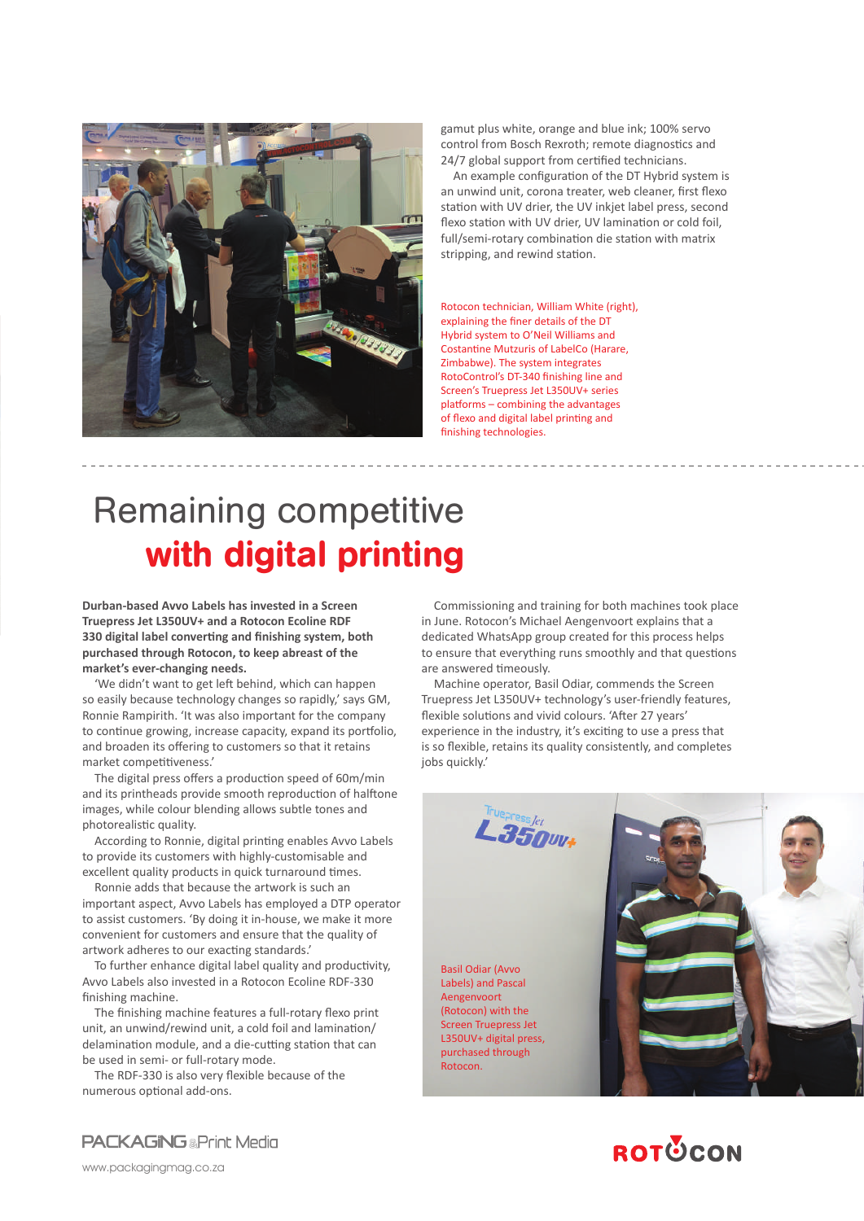gamut plus white, orange and blue ink; 100% servo control from Bosch Rexroth; remote diagnostics and 24/7 global support from certified technicians.

An example configuration of the DT Hybrid system is an unwind unit, corona treater, web cleaner, first flexo station with UV drier, the UV inkjet label press, second flexo station with UV drier, UV lamination or cold foil, full/semi-rotary combination die station with matrix stripping, and rewind station.

Rotocon technician, William White (right), explaining the finer details of the DT Hybrid system to O'Neil Williams and Costantine Mutzuris of LabelCo (Harare, Zimbabwe). The system integrates RotoControl's DT-340 finishing line and Screen's Truepress Jet L350UV+ series platforms – combining the advantages of flexo and digital label printing and finishing technologies.

# Remaining competitive **with digital printing**

**Durban-based Avvo Labels has invested in a Screen Truepress Jet L350UV+ and a Rotocon Ecoline RDF 330 digital label converting and finishing system, both purchased through Rotocon, to keep abreast of the market's ever-changing needs.**

'We didn't want to get left behind, which can happen so easily because technology changes so rapidly,' says GM, Ronnie Rampirith. 'It was also important for the company to continue growing, increase capacity, expand its portfolio, and broaden its offering to customers so that it retains market competitiveness.'

The digital press offers a production speed of 60m/min and its printheads provide smooth reproduction of halftone images, while colour blending allows subtle tones and photorealistic quality.

According to Ronnie, digital printing enables Avvo Labels to provide its customers with highly-customisable and excellent quality products in quick turnaround times.

Ronnie adds that because the artwork is such an important aspect, Avvo Labels has employed a DTP operator to assist customers. 'By doing it in-house, we make it more convenient for customers and ensure that the quality of artwork adheres to our exacting standards.'

To further enhance digital label quality and productivity, Avvo Labels also invested in a Rotocon Ecoline RDF-330 finishing machine.

The finishing machine features a full-rotary flexo print unit, an unwind/rewind unit, a cold foil and lamination/delamination module, and a die-cutting station that can be used in semi- or full-rotary mode.

The RDF-330 is also very flexible because of the numerous optional add-ons.

Commissioning and training for both machines took place in June. Rotocon's Michael Aengenvoort explains that a dedicated WhatsApp group created for this process helps to ensure that everything runs smoothly and that questions are answered timeously.

Machine operator, Basil Odiar, commends the Screen Truepress Jet L350UV+ technology's user-friendly features, flexible solutions and vivid colours. 'After 27 years' experience in the industry, it's exciting to use a press that is so flexible, retains its quality consistently, and completes jobs quickly.'

Basil Odiar (Avvo Labels) and Pascal Aengenvoort (Rotocon) with the Screen Truepress Jet L350UV+ digital press, purchased through Rotocon.